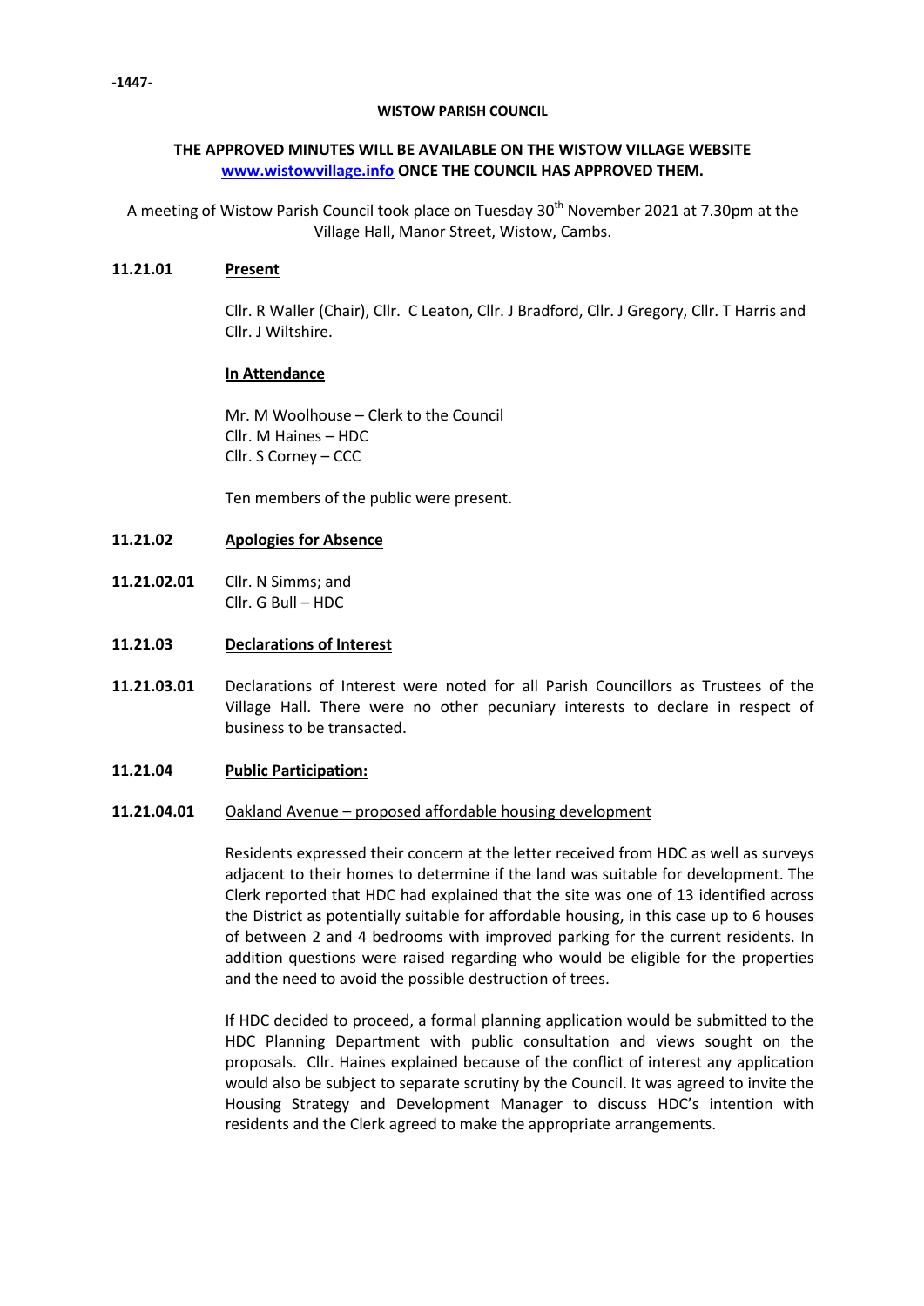**WISTOW PARISH COUNCIL**

**THE APPROVED MINUTES WILL BE AVAILABLE ON THE WISTOW VILLAGE WEBSITE [www.wistowvillage.info](http://www.wistowvillage.info) ONCE THE COUNCIL HAS APPROVED THEM.**

A meeting of Wistow Parish Council took place on Tuesday 30th November 2021 at 7.30pm at the Village Hall, Manor Street, Wistow, Cambs.

**11.21.01 Present**

Cllr. R Waller (Chair), Cllr. C Leaton, Cllr. J Bradford, Cllr. J Gregory, Cllr. T Harris and Cllr. J Wiltshire.

**In Attendance**

Mr. M Woolhouse – Clerk to the Council
Cllr. M Haines – HDC
Cllr. S Corney – CCC

Ten members of the public were present.

**11.21.02 Apologies for Absence**

**11.21.02.01** Cllr. N Simms; and
Cllr. G Bull – HDC

**11.21.03 Declarations of Interest**

**11.21.03.01** Declarations of Interest were noted for all Parish Councillors as Trustees of the Village Hall. There were no other pecuniary interests to declare in respect of business to be transacted.

**11.21.04 Public Participation:**

**11.21.04.01** Oakland Avenue – proposed affordable housing development

Residents expressed their concern at the letter received from HDC as well as surveys adjacent to their homes to determine if the land was suitable for development. The Clerk reported that HDC had explained that the site was one of 13 identified across the District as potentially suitable for affordable housing, in this case up to 6 houses of between 2 and 4 bedrooms with improved parking for the current residents. In addition questions were raised regarding who would be eligible for the properties and the need to avoid the possible destruction of trees.

If HDC decided to proceed, a formal planning application would be submitted to the HDC Planning Department with public consultation and views sought on the proposals. Cllr. Haines explained because of the conflict of interest any application would also be subject to separate scrutiny by the Council. It was agreed to invite the Housing Strategy and Development Manager to discuss HDC's intention with residents and the Clerk agreed to make the appropriate arrangements.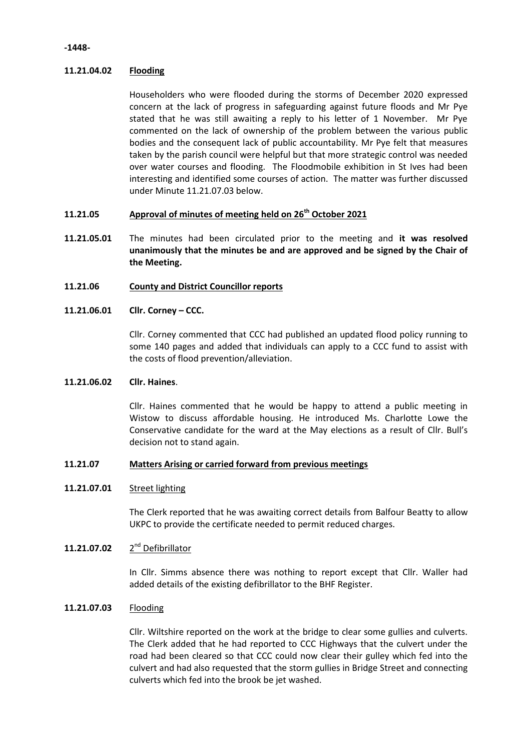**11.21.04.02 Flooding**

Householders who were flooded during the storms of December 2020 expressed concern at the lack of progress in safeguarding against future floods and Mr Pye stated that he was still awaiting a reply to his letter of 1 November. Mr Pye commented on the lack of ownership of the problem between the various public bodies and the consequent lack of public accountability. Mr Pye felt that measures taken by the parish council were helpful but that more strategic control was needed over water courses and flooding. The Floodmobile exhibition in St Ives had been interesting and identified some courses of action. The matter was further discussed under Minute 11.21.07.03 below.

**11.21.05 Approval of minutes of meeting held on 26th October 2021**

**11.21.05.01** The minutes had been circulated prior to the meeting and **it was resolved unanimously that the minutes be and are approved and be signed by the Chair of the Meeting.**

**11.21.06 County and District Councillor reports**

**11.21.06.01 Cllr. Corney – CCC.**

Cllr. Corney commented that CCC had published an updated flood policy running to some 140 pages and added that individuals can apply to a CCC fund to assist with the costs of flood prevention/alleviation.

**11.21.06.02 Cllr. Haines**.

Cllr. Haines commented that he would be happy to attend a public meeting in Wistow to discuss affordable housing. He introduced Ms. Charlotte Lowe the Conservative candidate for the ward at the May elections as a result of Cllr. Bull's decision not to stand again.

**11.21.07 Matters Arising or carried forward from previous meetings**

**11.21.07.01** Street lighting

The Clerk reported that he was awaiting correct details from Balfour Beatty to allow UKPC to provide the certificate needed to permit reduced charges.

**11.21.07.02** 2nd Defibrillator

In Cllr. Simms absence there was nothing to report except that Cllr. Waller had added details of the existing defibrillator to the BHF Register.

**11.21.07.03** Flooding

Cllr. Wiltshire reported on the work at the bridge to clear some gullies and culverts. The Clerk added that he had reported to CCC Highways that the culvert under the road had been cleared so that CCC could now clear their gulley which fed into the culvert and had also requested that the storm gullies in Bridge Street and connecting culverts which fed into the brook be jet washed.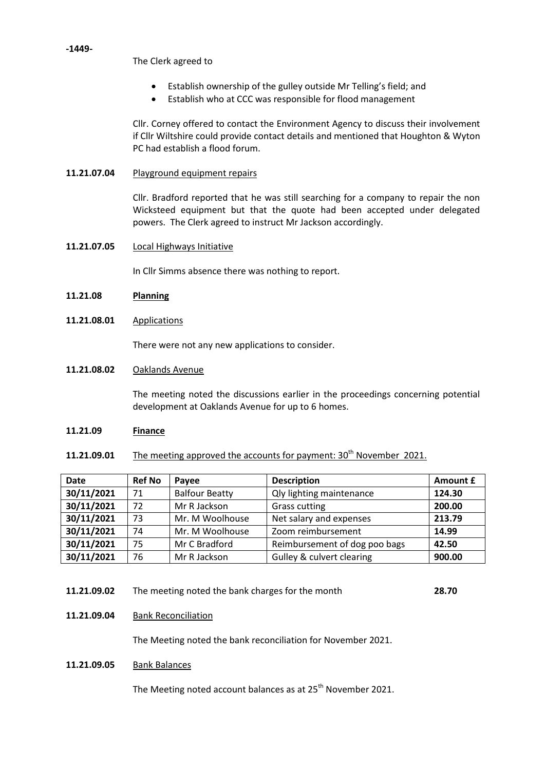The Clerk agreed to

- Establish ownership of the gulley outside Mr Telling's field; and
- Establish who at CCC was responsible for flood management

Cllr. Corney offered to contact the Environment Agency to discuss their involvement if Cllr Wiltshire could provide contact details and mentioned that Houghton & Wyton PC had establish a flood forum.

**11.21.07.04** Playground equipment repairs

Cllr. Bradford reported that he was still searching for a company to repair the non Wicksteed equipment but that the quote had been accepted under delegated powers. The Clerk agreed to instruct Mr Jackson accordingly.

**11.21.07.05** Local Highways Initiative

In Cllr Simms absence there was nothing to report.

**11.21.08 Planning**

**11.21.08.01** Applications

There were not any new applications to consider.

**11.21.08.02** Oaklands Avenue

The meeting noted the discussions earlier in the proceedings concerning potential development at Oaklands Avenue for up to 6 homes.

**11.21.09 Finance**

**11.21.09.01** The meeting approved the accounts for payment: 30th November 2021.

| Date | Ref No | Payee | Description | Amount £ |
|---|---|---|---|---|
| **30/11/2021** | 71 | Balfour Beatty | Qly lighting maintenance | **124.30** |
| **30/11/2021** | 72 | Mr R Jackson | Grass cutting | **200.00** |
| **30/11/2021** | 73 | Mr. M Woolhouse | Net salary and expenses | **213.79** |
| **30/11/2021** | 74 | Mr. M Woolhouse | Zoom reimbursement | **14.99** |
| **30/11/2021** | 75 | Mr C Bradford | Reimbursement of dog poo bags | **42.50** |
| **30/11/2021** | 76 | Mr R Jackson | Gulley & culvert clearing | **900.00** |

**11.21.09.02** The meeting noted the bank charges for the month **28.70**

**11.21.09.04** Bank Reconciliation

The Meeting noted the bank reconciliation for November 2021.

**11.21.09.05** Bank Balances

The Meeting noted account balances as at 25th November 2021.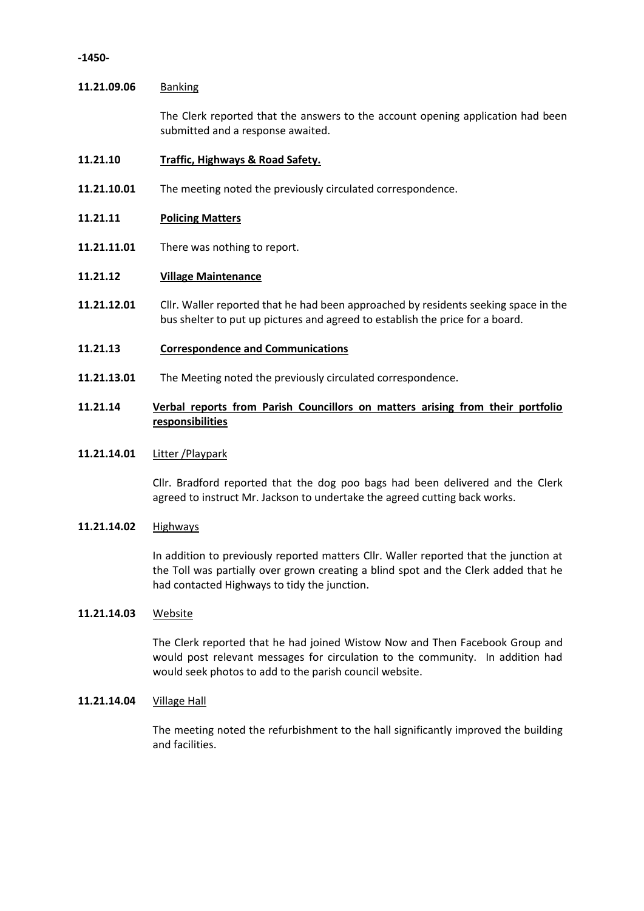**11.21.09.06** Banking

The Clerk reported that the answers to the account opening application had been submitted and a response awaited.

**11.21.10** **Traffic, Highways & Road Safety.**

**11.21.10.01** The meeting noted the previously circulated correspondence.

**11.21.11** **Policing Matters**

**11.21.11.01** There was nothing to report.

**11.21.12** **Village Maintenance**

**11.21.12.01** Cllr. Waller reported that he had been approached by residents seeking space in the bus shelter to put up pictures and agreed to establish the price for a board.

**11.21.13** **Correspondence and Communications**

**11.21.13.01** The Meeting noted the previously circulated correspondence.

**11.21.14** **Verbal reports from Parish Councillors on matters arising from their portfolio responsibilities**

**11.21.14.01** Litter /Playpark

Cllr. Bradford reported that the dog poo bags had been delivered and the Clerk agreed to instruct Mr. Jackson to undertake the agreed cutting back works.

**11.21.14.02** Highways

In addition to previously reported matters Cllr. Waller reported that the junction at the Toll was partially over grown creating a blind spot and the Clerk added that he had contacted Highways to tidy the junction.

**11.21.14.03** Website

The Clerk reported that he had joined Wistow Now and Then Facebook Group and would post relevant messages for circulation to the community. In addition had would seek photos to add to the parish council website.

**11.21.14.04** Village Hall

The meeting noted the refurbishment to the hall significantly improved the building and facilities.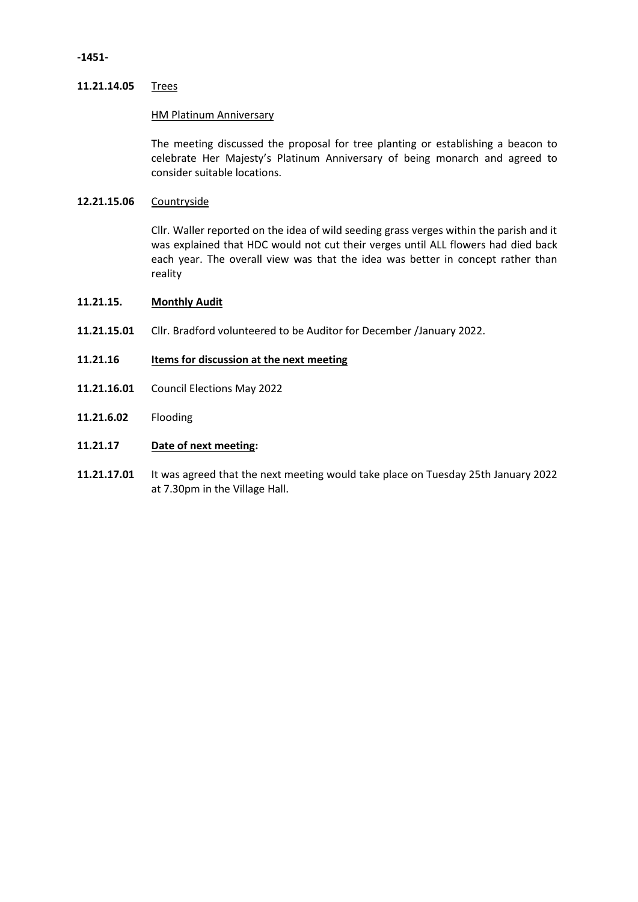**11.21.14.05** Trees

HM Platinum Anniversary

The meeting discussed the proposal for tree planting or establishing a beacon to celebrate Her Majesty's Platinum Anniversary of being monarch and agreed to consider suitable locations.

**12.21.15.06** Countryside

Cllr. Waller reported on the idea of wild seeding grass verges within the parish and it was explained that HDC would not cut their verges until ALL flowers had died back each year. The overall view was that the idea was better in concept rather than reality

**11.21.15. Monthly Audit**

**11.21.15.01** Cllr. Bradford volunteered to be Auditor for December /January 2022.

**11.21.16 Items for discussion at the next meeting**

**11.21.16.01** Council Elections May 2022

**11.21.6.02** Flooding

**11.21.17 Date of next meeting:**

**11.21.17.01** It was agreed that the next meeting would take place on Tuesday 25th January 2022 at 7.30pm in the Village Hall.